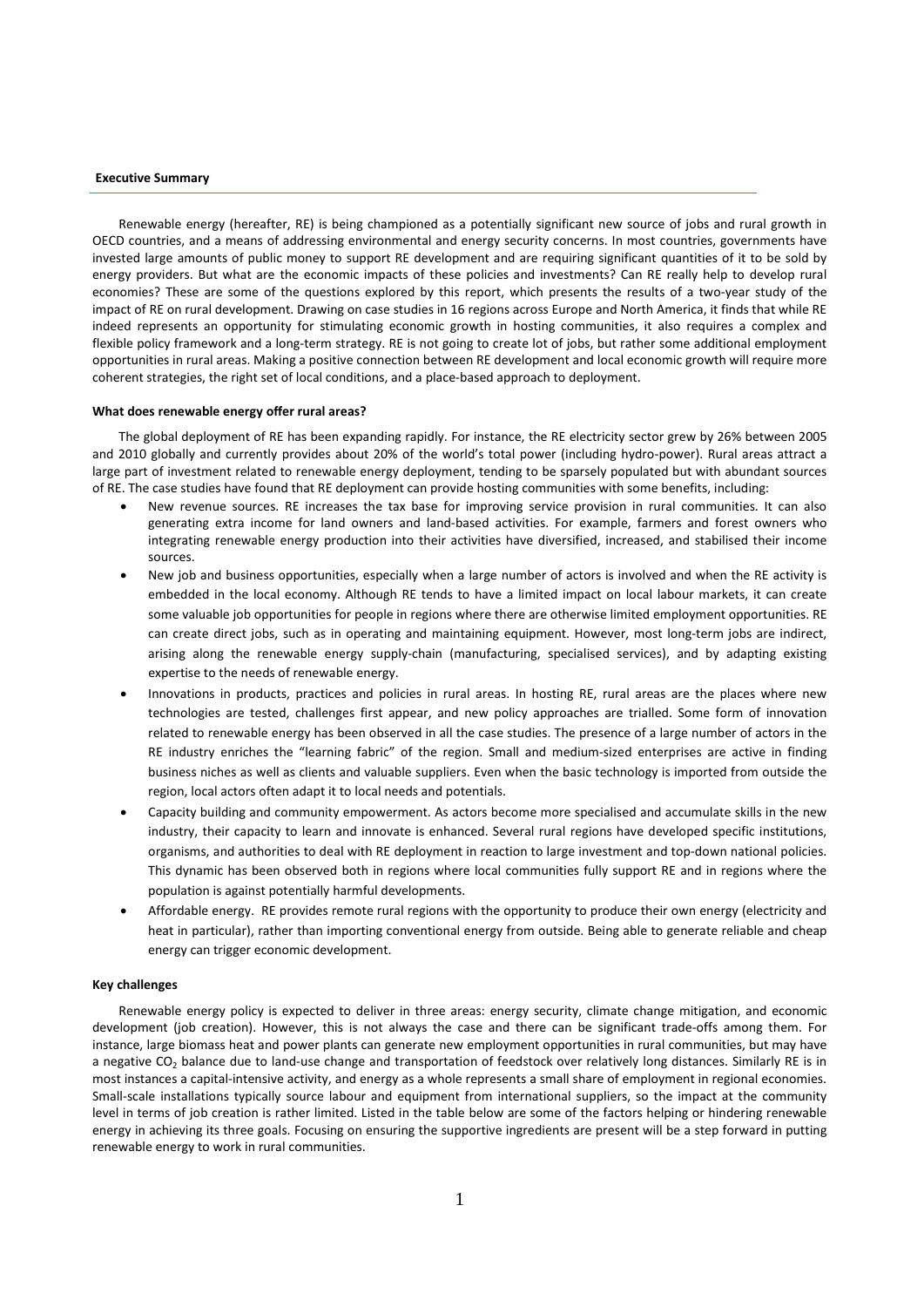## Executive Summary

Renewable energy (hereafter, RE) is being championed as a potentially significant new source of jobs and rural growth in OECD countries, and a means of addressing environmental and energy security concerns. In most countries, governments have invested large amounts of public money to support RE development and are requiring significant quantities of it to be sold by energy providers. But what are the economic impacts of these policies and investments? Can RE really help to develop rural economies? These are some of the questions explored by this report, which presents the results of a two-year study of the impact of RE on rural development. Drawing on case studies in 16 regions across Europe and North America, it finds that while RE indeed represents an opportunity for stimulating economic growth in hosting communities, it also requires a complex and flexible policy framework and a long-term strategy. RE is not going to create lot of jobs, but rather some additional employment opportunities in rural areas. Making a positive connection between RE development and local economic growth will require more coherent strategies, the right set of local conditions, and a place-based approach to deployment.

### What does renewable energy offer rural areas?

The global deployment of RE has been expanding rapidly. For instance, the RE electricity sector grew by 26% between 2005 and 2010 globally and currently provides about 20% of the world's total power (including hydro-power). Rural areas attract a large part of investment related to renewable energy deployment, tending to be sparsely populated but with abundant sources of RE. The case studies have found that RE deployment can provide hosting communities with some benefits, including:

- New revenue sources. RE increases the tax base for improving service provision in rural communities. It can also generating extra income for land owners and land-based activities. For example, farmers and forest owners who integrating renewable energy production into their activities have diversified, increased, and stabilised their income sources.
- New job and business opportunities, especially when a large number of actors is involved and when the RE activity is embedded in the local economy. Although RE tends to have a limited impact on local labour markets, it can create some valuable job opportunities for people in regions where there are otherwise limited employment opportunities. RE can create direct jobs, such as in operating and maintaining equipment. However, most long-term jobs are indirect, arising along the renewable energy supply-chain (manufacturing, specialised services), and by adapting existing expertise to the needs of renewable energy.
- Innovations in products, practices and policies in rural areas. In hosting RE, rural areas are the places where new technologies are tested, challenges first appear, and new policy approaches are trialled. Some form of innovation related to renewable energy has been observed in all the case studies. The presence of a large number of actors in the RE industry enriches the "learning fabric" of the region. Small and medium-sized enterprises are active in finding business niches as well as clients and valuable suppliers. Even when the basic technology is imported from outside the region, local actors often adapt it to local needs and potentials.
- Capacity building and community empowerment. As actors become more specialised and accumulate skills in the new industry, their capacity to learn and innovate is enhanced. Several rural regions have developed specific institutions, organisms, and authorities to deal with RE deployment in reaction to large investment and top-down national policies. This dynamic has been observed both in regions where local communities fully support RE and in regions where the population is against potentially harmful developments.
- Affordable energy. RE provides remote rural regions with the opportunity to produce their own energy (electricity and heat in particular), rather than importing conventional energy from outside. Being able to generate reliable and cheap energy can trigger economic development.

### Key challenges

Renewable energy policy is expected to deliver in three areas: energy security, climate change mitigation, and economic development (job creation). However, this is not always the case and there can be significant trade-offs among them. For instance, large biomass heat and power plants can generate new employment opportunities in rural communities, but may have a negative $CO_2$ balance due to land-use change and transportation of feedstock over relatively long distances. Similarly RE is in most instances a capital-intensive activity, and energy as a whole represents a small share of employment in regional economies. Small-scale installations typically source labour and equipment from international suppliers, so the impact at the community level in terms of job creation is rather limited. Listed in the table below are some of the factors helping or hindering renewable energy in achieving its three goals. Focusing on ensuring the supportive ingredients are present will be a step forward in putting renewable energy to work in rural communities.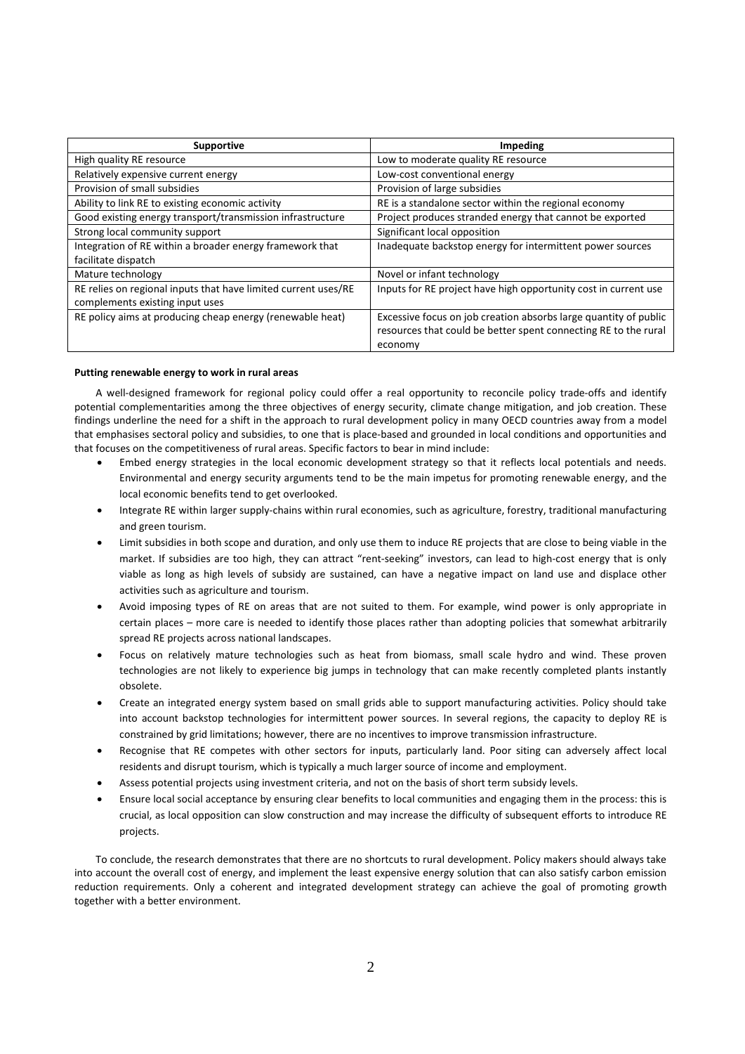| Supportive | Impeding |
|---|---|
| High quality RE resource | Low to moderate quality RE resource |
| Relatively expensive current energy | Low-cost conventional energy |
| Provision of small subsidies | Provision of large subsidies |
| Ability to link RE to existing economic activity | RE is a standalone sector within the regional economy |
| Good existing energy transport/transmission infrastructure | Project produces stranded energy that cannot be exported |
| Strong local community support | Significant local opposition |
| Integration of RE within a broader energy framework that facilitate dispatch | Inadequate backstop energy for intermittent power sources |
| Mature technology | Novel or infant technology |
| RE relies on regional inputs that have limited current uses/RE complements existing input uses | Inputs for RE project have high opportunity cost in current use |
| RE policy aims at producing cheap energy (renewable heat) | Excessive focus on job creation absorbs large quantity of public resources that could be better spent connecting RE to the rural economy |

**Putting renewable energy to work in rural areas**

A well-designed framework for regional policy could offer a real opportunity to reconcile policy trade-offs and identify potential complementarities among the three objectives of energy security, climate change mitigation, and job creation. These findings underline the need for a shift in the approach to rural development policy in many OECD countries away from a model that emphasises sectoral policy and subsidies, to one that is place-based and grounded in local conditions and opportunities and that focuses on the competitiveness of rural areas. Specific factors to bear in mind include:

- Embed energy strategies in the local economic development strategy so that it reflects local potentials and needs. Environmental and energy security arguments tend to be the main impetus for promoting renewable energy, and the local economic benefits tend to get overlooked.
- Integrate RE within larger supply-chains within rural economies, such as agriculture, forestry, traditional manufacturing and green tourism.
- Limit subsidies in both scope and duration, and only use them to induce RE projects that are close to being viable in the market. If subsidies are too high, they can attract "rent-seeking" investors, can lead to high-cost energy that is only viable as long as high levels of subsidy are sustained, can have a negative impact on land use and displace other activities such as agriculture and tourism.
- Avoid imposing types of RE on areas that are not suited to them. For example, wind power is only appropriate in certain places – more care is needed to identify those places rather than adopting policies that somewhat arbitrarily spread RE projects across national landscapes.
- Focus on relatively mature technologies such as heat from biomass, small scale hydro and wind. These proven technologies are not likely to experience big jumps in technology that can make recently completed plants instantly obsolete.
- Create an integrated energy system based on small grids able to support manufacturing activities. Policy should take into account backstop technologies for intermittent power sources. In several regions, the capacity to deploy RE is constrained by grid limitations; however, there are no incentives to improve transmission infrastructure.
- Recognise that RE competes with other sectors for inputs, particularly land. Poor siting can adversely affect local residents and disrupt tourism, which is typically a much larger source of income and employment.
- Assess potential projects using investment criteria, and not on the basis of short term subsidy levels.
- Ensure local social acceptance by ensuring clear benefits to local communities and engaging them in the process: this is crucial, as local opposition can slow construction and may increase the difficulty of subsequent efforts to introduce RE projects.

To conclude, the research demonstrates that there are no shortcuts to rural development. Policy makers should always take into account the overall cost of energy, and implement the least expensive energy solution that can also satisfy carbon emission reduction requirements. Only a coherent and integrated development strategy can achieve the goal of promoting growth together with a better environment.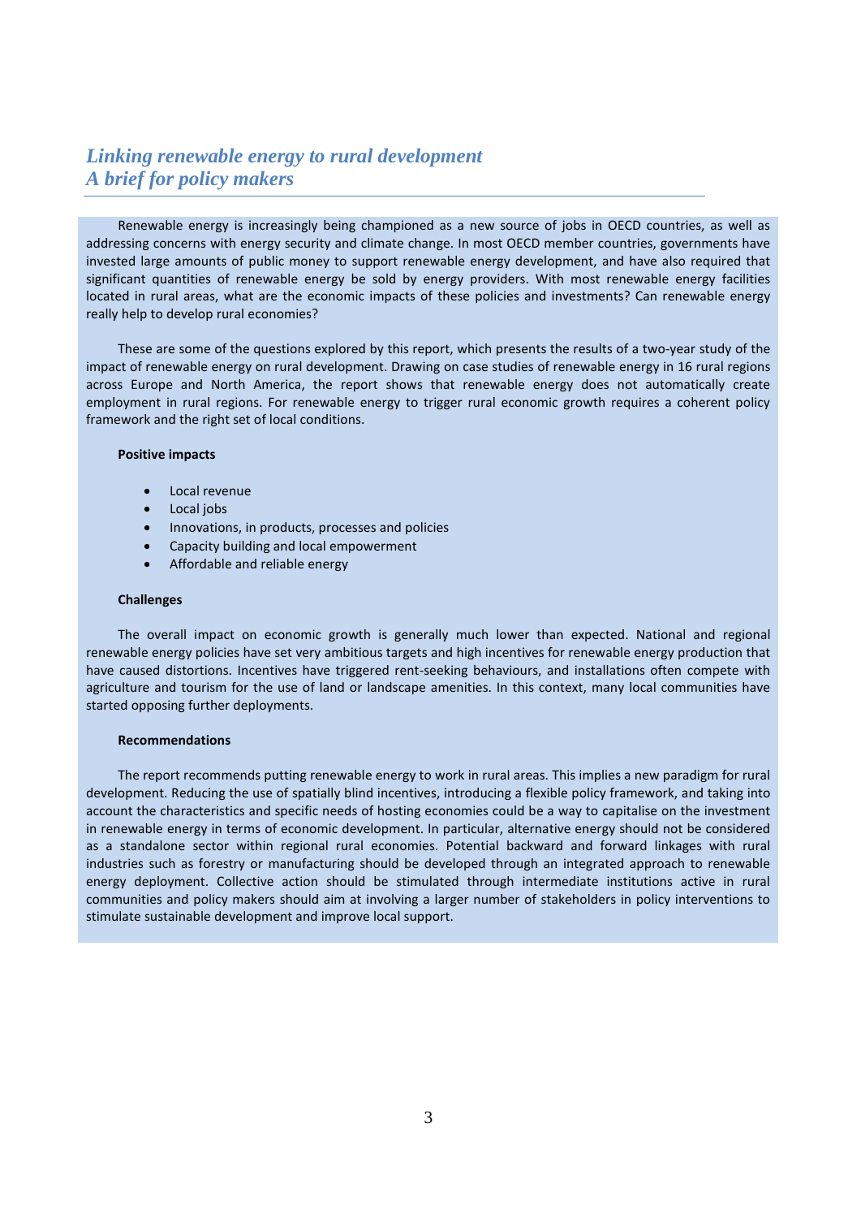## *Linking renewable energy to rural development*
## *A brief for policy makers*

Renewable energy is increasingly being championed as a new source of jobs in OECD countries, as well as addressing concerns with energy security and climate change. In most OECD member countries, governments have invested large amounts of public money to support renewable energy development, and have also required that significant quantities of renewable energy be sold by energy providers. With most renewable energy facilities located in rural areas, what are the economic impacts of these policies and investments? Can renewable energy really help to develop rural economies?

These are some of the questions explored by this report, which presents the results of a two-year study of the impact of renewable energy on rural development. Drawing on case studies of renewable energy in 16 rural regions across Europe and North America, the report shows that renewable energy does not automatically create employment in rural regions. For renewable energy to trigger rural economic growth requires a coherent policy framework and the right set of local conditions.

**Positive impacts**

- Local revenue
- Local jobs
- Innovations, in products, processes and policies
- Capacity building and local empowerment
- Affordable and reliable energy

**Challenges**

The overall impact on economic growth is generally much lower than expected. National and regional renewable energy policies have set very ambitious targets and high incentives for renewable energy production that have caused distortions. Incentives have triggered rent-seeking behaviours, and installations often compete with agriculture and tourism for the use of land or landscape amenities. In this context, many local communities have started opposing further deployments.

**Recommendations**

The report recommends putting renewable energy to work in rural areas. This implies a new paradigm for rural development. Reducing the use of spatially blind incentives, introducing a flexible policy framework, and taking into account the characteristics and specific needs of hosting economies could be a way to capitalise on the investment in renewable energy in terms of economic development. In particular, alternative energy should not be considered as a standalone sector within regional rural economies. Potential backward and forward linkages with rural industries such as forestry or manufacturing should be developed through an integrated approach to renewable energy deployment. Collective action should be stimulated through intermediate institutions active in rural communities and policy makers should aim at involving a larger number of stakeholders in policy interventions to stimulate sustainable development and improve local support.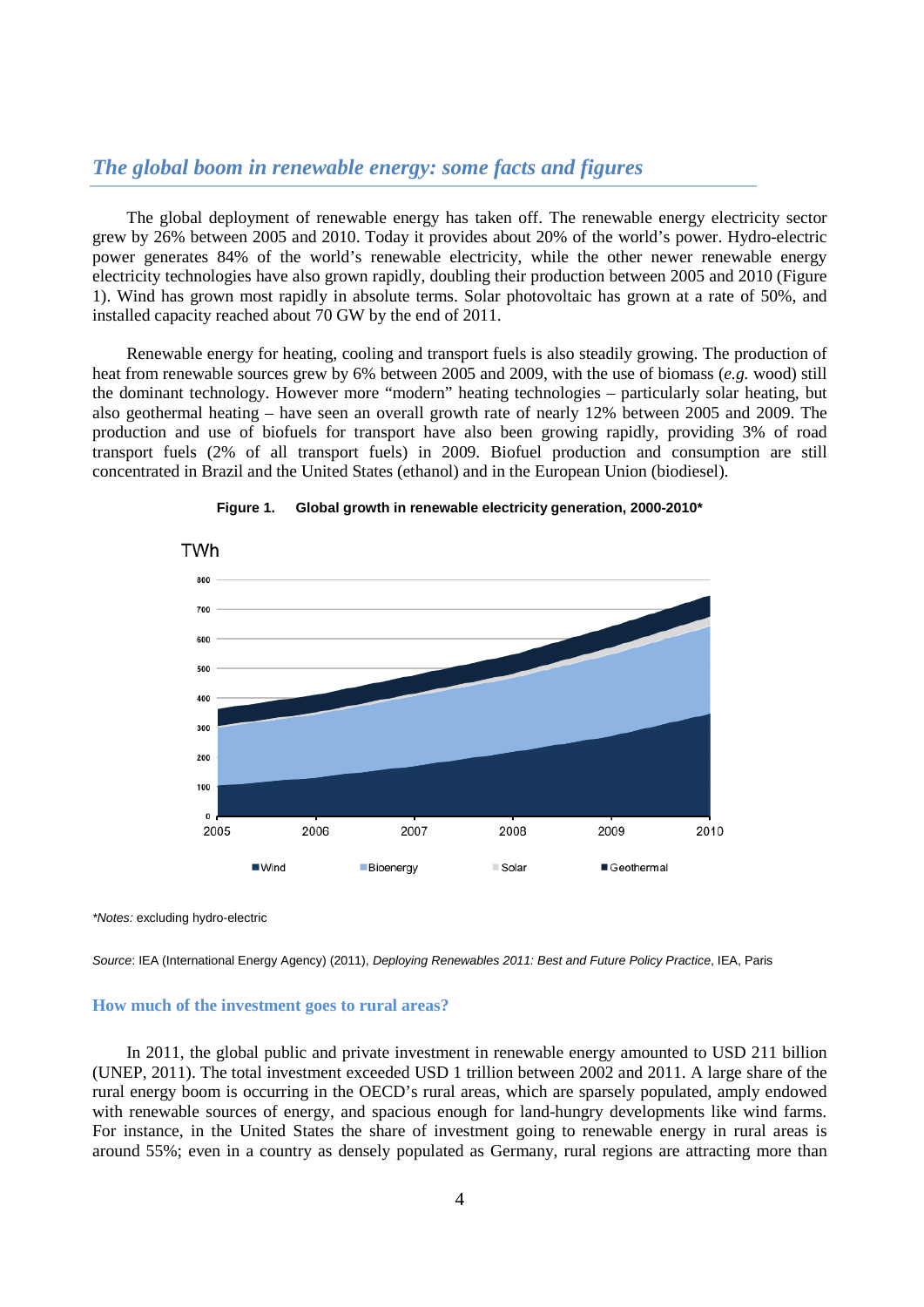## *The global boom in renewable energy: some facts and figures*

The global deployment of renewable energy has taken off. The renewable energy electricity sector grew by 26% between 2005 and 2010. Today it provides about 20% of the world's power. Hydro-electric power generates 84% of the world's renewable electricity, while the other newer renewable energy electricity technologies have also grown rapidly, doubling their production between 2005 and 2010 (Figure 1). Wind has grown most rapidly in absolute terms. Solar photovoltaic has grown at a rate of 50%, and installed capacity reached about 70 GW by the end of 2011.

Renewable energy for heating, cooling and transport fuels is also steadily growing. The production of heat from renewable sources grew by 6% between 2005 and 2009, with the use of biomass (*e.g.* wood) still the dominant technology. However more "modern" heating technologies – particularly solar heating, but also geothermal heating – have seen an overall growth rate of nearly 12% between 2005 and 2009. The production and use of biofuels for transport have also been growing rapidly, providing 3% of road transport fuels (2% of all transport fuels) in 2009. Biofuel production and consumption are still concentrated in Brazil and the United States (ethanol) and in the European Union (biodiesel).

**Figure 1. Global growth in renewable electricity generation, 2000-2010***

*Notes:* excluding hydro-electric

*Source*: IEA (International Energy Agency) (2011), *Deploying Renewables 2011: Best and Future Policy Practice*, IEA, Paris

### How much of the investment goes to rural areas?

In 2011, the global public and private investment in renewable energy amounted to USD 211 billion (UNEP, 2011). The total investment exceeded USD 1 trillion between 2002 and 2011. A large share of the rural energy boom is occurring in the OECD's rural areas, which are sparsely populated, amply endowed with renewable sources of energy, and spacious enough for land-hungry developments like wind farms. For instance, in the United States the share of investment going to renewable energy in rural areas is around 55%; even in a country as densely populated as Germany, rural regions are attracting more than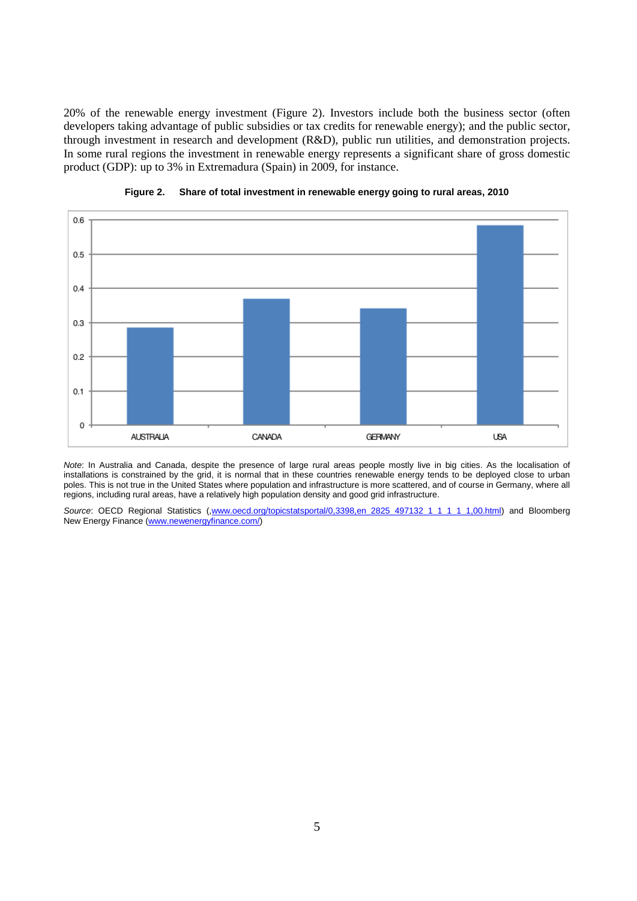20% of the renewable energy investment (Figure 2). Investors include both the business sector (often developers taking advantage of public subsidies or tax credits for renewable energy); and the public sector, through investment in research and development (R&D), public run utilities, and demonstration projects. In some rural regions the investment in renewable energy represents a significant share of gross domestic product (GDP): up to 3% in Extremadura (Spain) in 2009, for instance.

**Figure 2. Share of total investment in renewable energy going to rural areas, 2010**

*Note*: In Australia and Canada, despite the presence of large rural areas people mostly live in big cities. As the localisation of installations is constrained by the grid, it is normal that in these countries renewable energy tends to be deployed close to urban poles. This is not true in the United States where population and infrastructure is more scattered, and of course in Germany, where all regions, including rural areas, have a relatively high population density and good grid infrastructure.

*Source*: OECD Regional Statistics (,www.oecd.org/topicstatsportal/0,3398,en_2825_497132_1_1_1_1_1,00.html) and Bloomberg New Energy Finance (www.newenergyfinance.com/)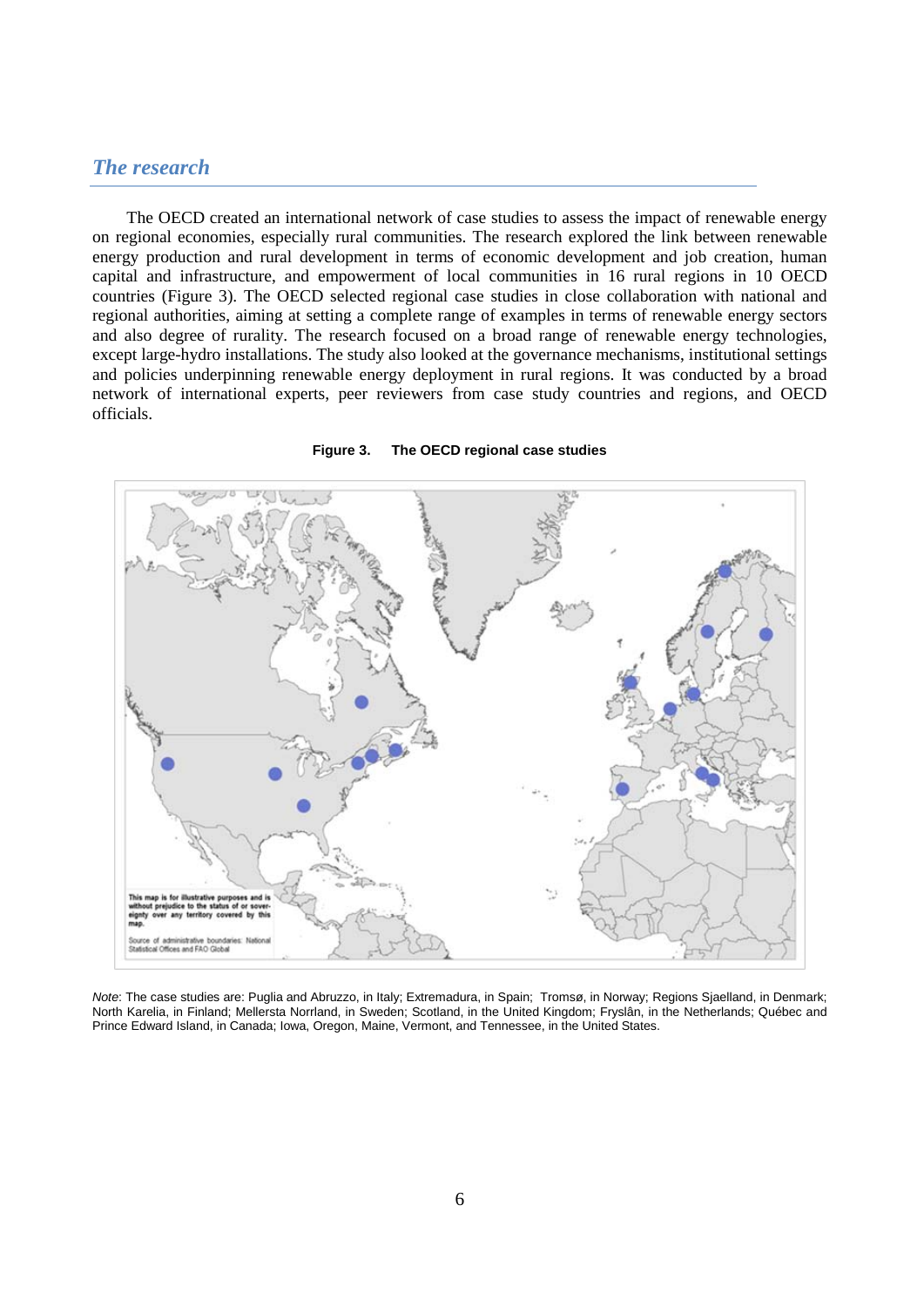## *The research*

The OECD created an international network of case studies to assess the impact of renewable energy on regional economies, especially rural communities. The research explored the link between renewable energy production and rural development in terms of economic development and job creation, human capital and infrastructure, and empowerment of local communities in 16 rural regions in 10 OECD countries (Figure 3). The OECD selected regional case studies in close collaboration with national and regional authorities, aiming at setting a complete range of examples in terms of renewable energy sectors and also degree of rurality. The research focused on a broad range of renewable energy technologies, except large-hydro installations. The study also looked at the governance mechanisms, institutional settings and policies underpinning renewable energy deployment in rural regions. It was conducted by a broad network of international experts, peer reviewers from case study countries and regions, and OECD officials.

**Figure 3. The OECD regional case studies**

This map is for illustrative purposes and is without prejudice to the status of or sovereignty over any territory covered by this map.

Source of administrative boundaries: National Statistical Offices and FAO Global

*Note*: The case studies are: Puglia and Abruzzo, in Italy; Extremadura, in Spain; Tromsø, in Norway; Regions Sjaelland, in Denmark; North Karelia, in Finland; Mellersta Norrland, in Sweden; Scotland, in the United Kingdom; Fryslân, in the Netherlands; Québec and Prince Edward Island, in Canada; Iowa, Oregon, Maine, Vermont, and Tennessee, in the United States.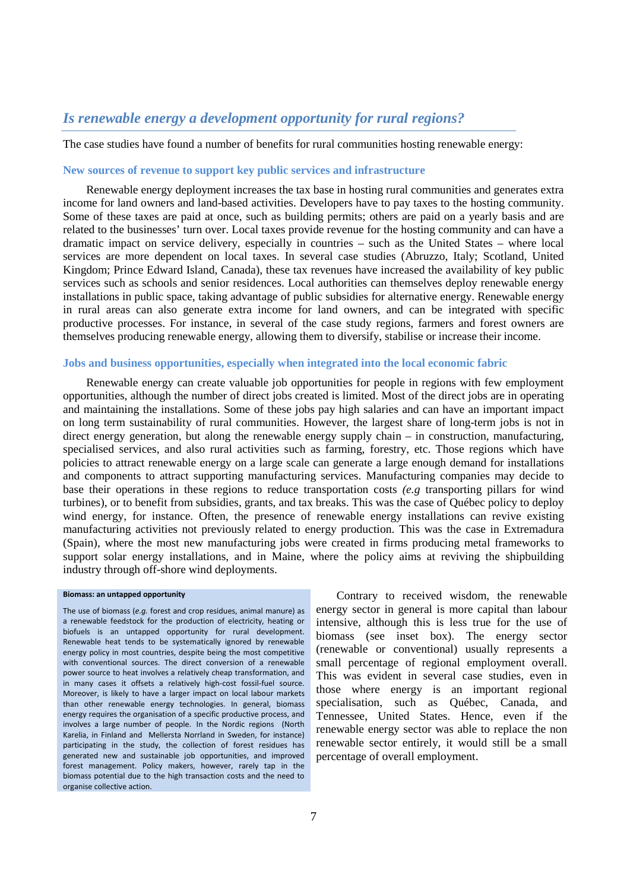## *Is renewable energy a development opportunity for rural regions?*

The case studies have found a number of benefits for rural communities hosting renewable energy:

### New sources of revenue to support key public services and infrastructure

Renewable energy deployment increases the tax base in hosting rural communities and generates extra income for land owners and land-based activities. Developers have to pay taxes to the hosting community. Some of these taxes are paid at once, such as building permits; others are paid on a yearly basis and are related to the businesses' turn over. Local taxes provide revenue for the hosting community and can have a dramatic impact on service delivery, especially in countries – such as the United States – where local services are more dependent on local taxes. In several case studies (Abruzzo, Italy; Scotland, United Kingdom; Prince Edward Island, Canada), these tax revenues have increased the availability of key public services such as schools and senior residences. Local authorities can themselves deploy renewable energy installations in public space, taking advantage of public subsidies for alternative energy. Renewable energy in rural areas can also generate extra income for land owners, and can be integrated with specific productive processes. For instance, in several of the case study regions, farmers and forest owners are themselves producing renewable energy, allowing them to diversify, stabilise or increase their income.

### Jobs and business opportunities, especially when integrated into the local economic fabric

Renewable energy can create valuable job opportunities for people in regions with few employment opportunities, although the number of direct jobs created is limited. Most of the direct jobs are in operating and maintaining the installations. Some of these jobs pay high salaries and can have an important impact on long term sustainability of rural communities. However, the largest share of long-term jobs is not in direct energy generation, but along the renewable energy supply chain – in construction, manufacturing, specialised services, and also rural activities such as farming, forestry, etc. Those regions which have policies to attract renewable energy on a large scale can generate a large enough demand for installations and components to attract supporting manufacturing services. Manufacturing companies may decide to base their operations in these regions to reduce transportation costs *(e.g* transporting pillars for wind turbines), or to benefit from subsidies, grants, and tax breaks. This was the case of Québec policy to deploy wind energy, for instance. Often, the presence of renewable energy installations can revive existing manufacturing activities not previously related to energy production. This was the case in Extremadura (Spain), where the most new manufacturing jobs were created in firms producing metal frameworks to support solar energy installations, and in Maine, where the policy aims at reviving the shipbuilding industry through off-shore wind deployments.

Contrary to received wisdom, the renewable energy sector in general is more capital than labour intensive, although this is less true for the use of biomass (see inset box). The energy sector (renewable or conventional) usually represents a small percentage of regional employment overall. This was evident in several case studies, even in those where energy is an important regional specialisation, such as Québec, Canada, and Tennessee, United States. Hence, even if the renewable energy sector was able to replace the non renewable sector entirely, it would still be a small percentage of overall employment.

> **Biomass: an untapped opportunity**
>
> The use of biomass (*e.g.* forest and crop residues, animal manure) as a renewable feedstock for the production of electricity, heating or biofuels is an untapped opportunity for rural development. Renewable heat tends to be systematically ignored by renewable energy policy in most countries, despite being the most competitive with conventional sources. The direct conversion of a renewable power source to heat involves a relatively cheap transformation, and in many cases it offsets a relatively high-cost fossil-fuel source. Moreover, is likely to have a larger impact on local labour markets than other renewable energy technologies. In general, biomass energy requires the organisation of a specific productive process, and involves a large number of people. In the Nordic regions (North Karelia, in Finland and Mellersta Norrland in Sweden, for instance) participating in the study, the collection of forest residues has generated new and sustainable job opportunities, and improved forest management. Policy makers, however, rarely tap in the biomass potential due to the high transaction costs and the need to organise collective action.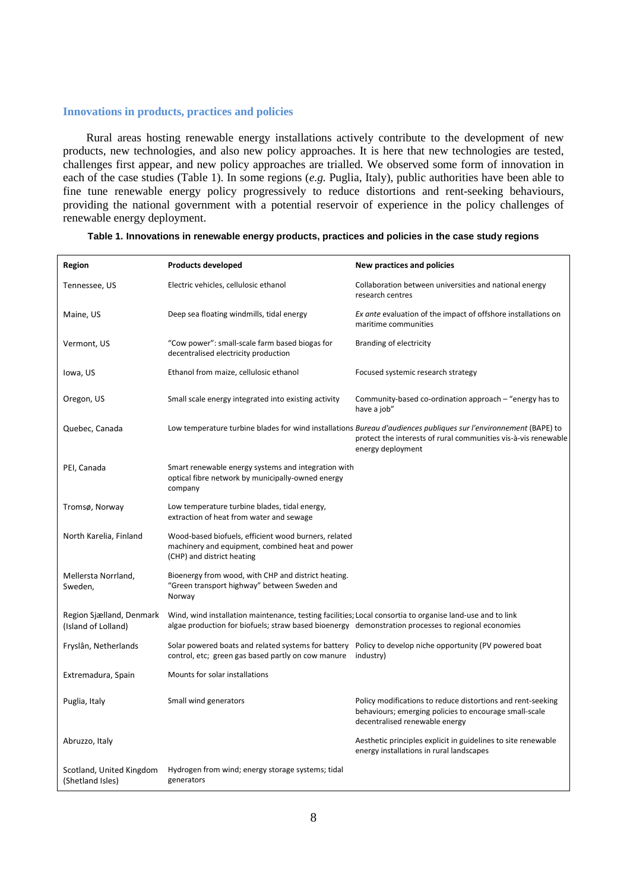### Innovations in products, practices and policies

Rural areas hosting renewable energy installations actively contribute to the development of new products, new technologies, and also new policy approaches. It is here that new technologies are tested, challenges first appear, and new policy approaches are trialled. We observed some form of innovation in each of the case studies (Table 1). In some regions (*e.g.* Puglia, Italy), public authorities have been able to fine tune renewable energy policy progressively to reduce distortions and rent-seeking behaviours, providing the national government with a potential reservoir of experience in the policy challenges of renewable energy deployment.

**Table 1. Innovations in renewable energy products, practices and policies in the case study regions**

| Region | Products developed | New practices and policies |
|---|---|---|
| Tennessee, US | Electric vehicles, cellulosic ethanol | Collaboration between universities and national energy research centres |
| Maine, US | Deep sea floating windmills, tidal energy | *Ex ante* evaluation of the impact of offshore installations on maritime communities |
| Vermont, US | "Cow power": small-scale farm based biogas for decentralised electricity production | Branding of electricity |
| Iowa, US | Ethanol from maize, cellulosic ethanol | Focused systemic research strategy |
| Oregon, US | Small scale energy integrated into existing activity | Community-based co-ordination approach – "energy has to have a job" |
| Quebec, Canada | Low temperature turbine blades for wind installations | *Bureau d'audiences publiques sur l'environnement* (BAPE) to protect the interests of rural communities vis-à-vis renewable energy deployment |
| PEI, Canada | Smart renewable energy systems and integration with optical fibre network by municipally-owned energy company | |
| Tromsø, Norway | Low temperature turbine blades, tidal energy, extraction of heat from water and sewage | |
| North Karelia, Finland | Wood-based biofuels, efficient wood burners, related machinery and equipment, combined heat and power (CHP) and district heating | |
| Mellersta Norrland, Sweden, | Bioenergy from wood, with CHP and district heating. "Green transport highway" between Sweden and Norway | |
| Region Sjælland, Denmark (Island of Lolland) | Wind, wind installation maintenance, testing facilities; algae production for biofuels; straw based bioenergy | Local consortia to organise land-use and to link demonstration processes to regional economies |
| Fryslân, Netherlands | Solar powered boats and related systems for battery control, etc; green gas based partly on cow manure | Policy to develop niche opportunity (PV powered boat industry) |
| Extremadura, Spain | Mounts for solar installations | |
| Puglia, Italy | Small wind generators | Policy modifications to reduce distortions and rent-seeking behaviours; emerging policies to encourage small-scale decentralised renewable energy |
| Abruzzo, Italy | | Aesthetic principles explicit in guidelines to site renewable energy installations in rural landscapes |
| Scotland, United Kingdom (Shetland Isles) | Hydrogen from wind; energy storage systems; tidal generators | |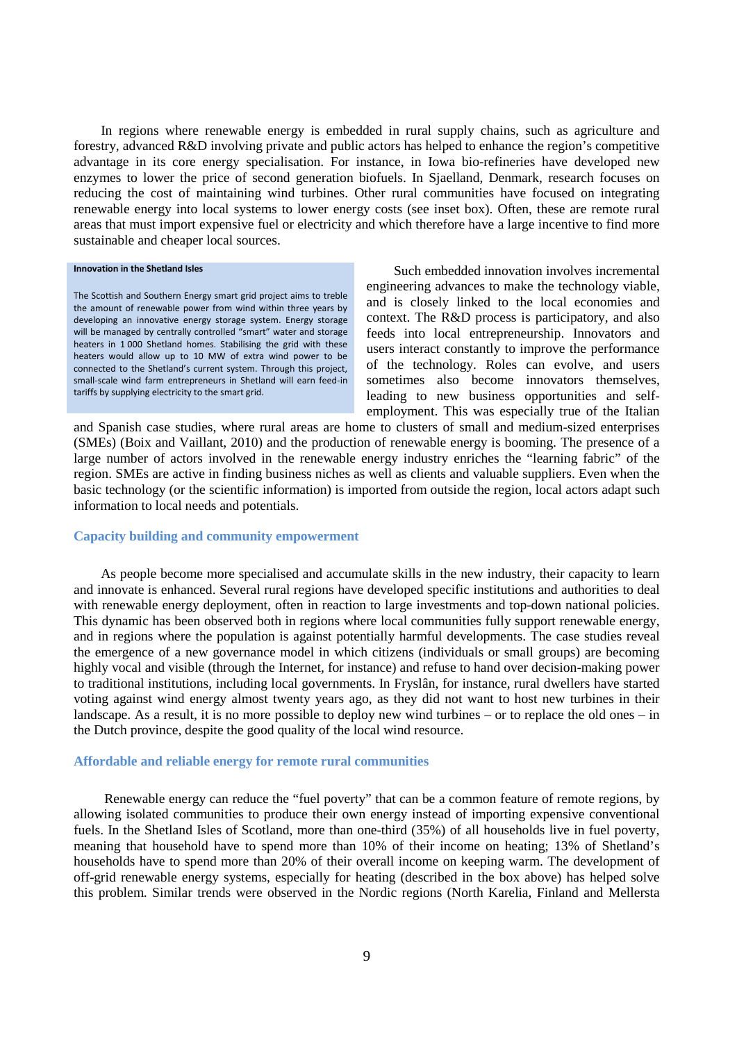In regions where renewable energy is embedded in rural supply chains, such as agriculture and forestry, advanced R&D involving private and public actors has helped to enhance the region's competitive advantage in its core energy specialisation. For instance, in Iowa bio-refineries have developed new enzymes to lower the price of second generation biofuels. In Sjaelland, Denmark, research focuses on reducing the cost of maintaining wind turbines. Other rural communities have focused on integrating renewable energy into local systems to lower energy costs (see inset box). Often, these are remote rural areas that must import expensive fuel or electricity and which therefore have a large incentive to find more sustainable and cheaper local sources.

> **Innovation in the Shetland Isles**
>
> The Scottish and Southern Energy smart grid project aims to treble the amount of renewable power from wind within three years by developing an innovative energy storage system. Energy storage will be managed by centrally controlled "smart" water and storage heaters in 1 000 Shetland homes. Stabilising the grid with these heaters would allow up to 10 MW of extra wind power to be connected to the Shetland's current system. Through this project, small-scale wind farm entrepreneurs in Shetland will earn feed-in tariffs by supplying electricity to the smart grid.

Such embedded innovation involves incremental engineering advances to make the technology viable, and is closely linked to the local economies and context. The R&D process is participatory, and also feeds into local entrepreneurship. Innovators and users interact constantly to improve the performance of the technology. Roles can evolve, and users sometimes also become innovators themselves, leading to new business opportunities and self-employment. This was especially true of the Italian and Spanish case studies, where rural areas are home to clusters of small and medium-sized enterprises (SMEs) (Boix and Vaillant, 2010) and the production of renewable energy is booming. The presence of a large number of actors involved in the renewable energy industry enriches the "learning fabric" of the region. SMEs are active in finding business niches as well as clients and valuable suppliers. Even when the basic technology (or the scientific information) is imported from outside the region, local actors adapt such information to local needs and potentials.

### Capacity building and community empowerment

As people become more specialised and accumulate skills in the new industry, their capacity to learn and innovate is enhanced. Several rural regions have developed specific institutions and authorities to deal with renewable energy deployment, often in reaction to large investments and top-down national policies. This dynamic has been observed both in regions where local communities fully support renewable energy, and in regions where the population is against potentially harmful developments. The case studies reveal the emergence of a new governance model in which citizens (individuals or small groups) are becoming highly vocal and visible (through the Internet, for instance) and refuse to hand over decision-making power to traditional institutions, including local governments. In Fryslân, for instance, rural dwellers have started voting against wind energy almost twenty years ago, as they did not want to host new turbines in their landscape. As a result, it is no more possible to deploy new wind turbines – or to replace the old ones – in the Dutch province, despite the good quality of the local wind resource.

### Affordable and reliable energy for remote rural communities

Renewable energy can reduce the "fuel poverty" that can be a common feature of remote regions, by allowing isolated communities to produce their own energy instead of importing expensive conventional fuels. In the Shetland Isles of Scotland, more than one-third (35%) of all households live in fuel poverty, meaning that household have to spend more than 10% of their income on heating; 13% of Shetland's households have to spend more than 20% of their overall income on keeping warm. The development of off-grid renewable energy systems, especially for heating (described in the box above) has helped solve this problem. Similar trends were observed in the Nordic regions (North Karelia, Finland and Mellersta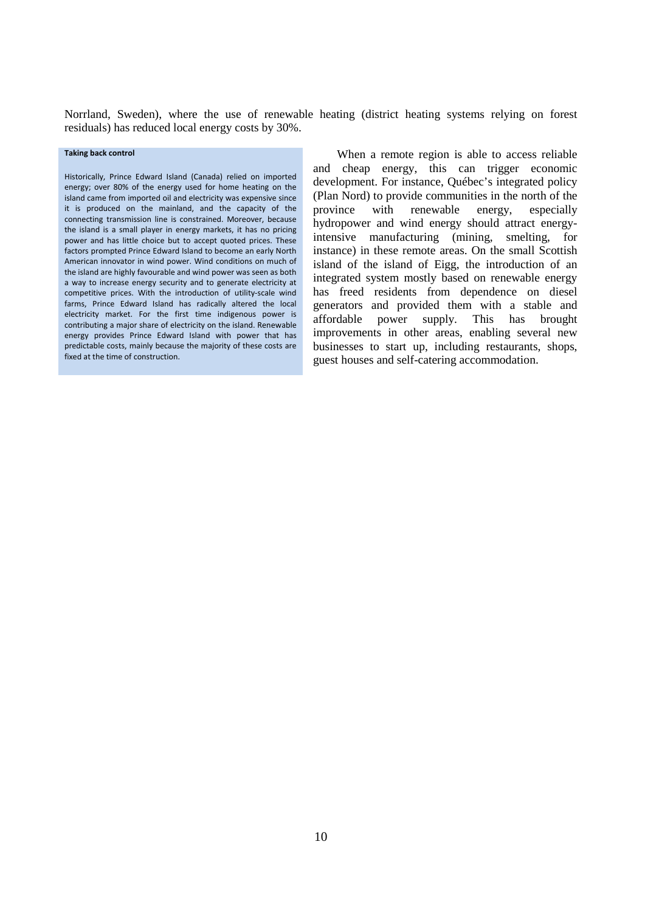Norrland, Sweden), where the use of renewable heating (district heating systems relying on forest residuals) has reduced local energy costs by 30%.

**Taking back control**

Historically, Prince Edward Island (Canada) relied on imported energy; over 80% of the energy used for home heating on the island came from imported oil and electricity was expensive since it is produced on the mainland, and the capacity of the connecting transmission line is constrained. Moreover, because the island is a small player in energy markets, it has no pricing power and has little choice but to accept quoted prices. These factors prompted Prince Edward Island to become an early North American innovator in wind power. Wind conditions on much of the island are highly favourable and wind power was seen as both a way to increase energy security and to generate electricity at competitive prices. With the introduction of utility-scale wind farms, Prince Edward Island has radically altered the local electricity market. For the first time indigenous power is contributing a major share of electricity on the island. Renewable energy provides Prince Edward Island with power that has predictable costs, mainly because the majority of these costs are fixed at the time of construction.

When a remote region is able to access reliable and cheap energy, this can trigger economic development. For instance, Québec's integrated policy (Plan Nord) to provide communities in the north of the province with renewable energy, especially hydropower and wind energy should attract energy-intensive manufacturing (mining, smelting, for instance) in these remote areas. On the small Scottish island of the island of Eigg, the introduction of an integrated system mostly based on renewable energy has freed residents from dependence on diesel generators and provided them with a stable and affordable power supply. This has brought improvements in other areas, enabling several new businesses to start up, including restaurants, shops, guest houses and self-catering accommodation.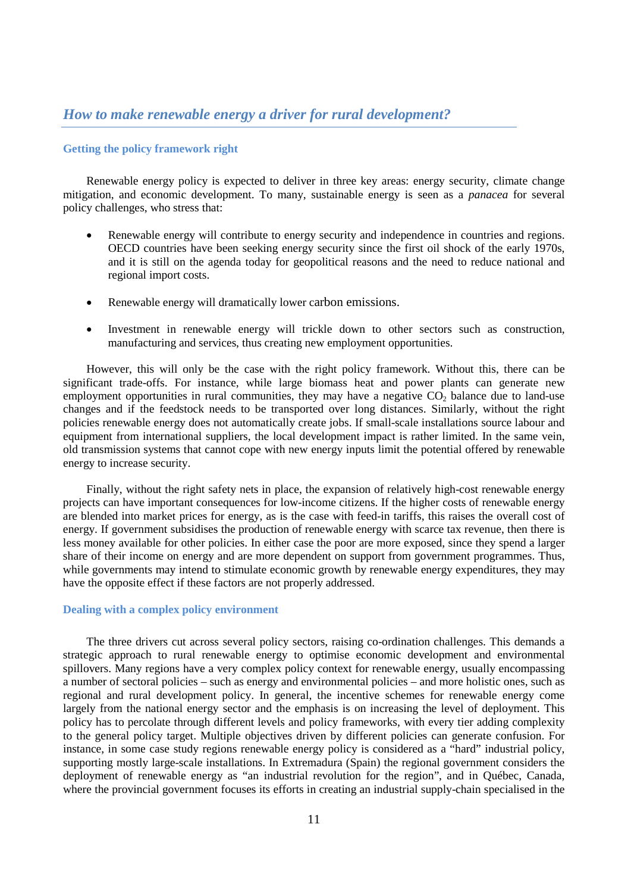## *How to make renewable energy a driver for rural development?*

### Getting the policy framework right

Renewable energy policy is expected to deliver in three key areas: energy security, climate change mitigation, and economic development. To many, sustainable energy is seen as a *panacea* for several policy challenges, who stress that:

- Renewable energy will contribute to energy security and independence in countries and regions. OECD countries have been seeking energy security since the first oil shock of the early 1970s, and it is still on the agenda today for geopolitical reasons and the need to reduce national and regional import costs.

- Renewable energy will dramatically lower carbon emissions.

- Investment in renewable energy will trickle down to other sectors such as construction, manufacturing and services, thus creating new employment opportunities.

However, this will only be the case with the right policy framework. Without this, there can be significant trade-offs. For instance, while large biomass heat and power plants can generate new employment opportunities in rural communities, they may have a negative $CO_2$ balance due to land-use changes and if the feedstock needs to be transported over long distances. Similarly, without the right policies renewable energy does not automatically create jobs. If small-scale installations source labour and equipment from international suppliers, the local development impact is rather limited. In the same vein, old transmission systems that cannot cope with new energy inputs limit the potential offered by renewable energy to increase security.

Finally, without the right safety nets in place, the expansion of relatively high-cost renewable energy projects can have important consequences for low-income citizens. If the higher costs of renewable energy are blended into market prices for energy, as is the case with feed-in tariffs, this raises the overall cost of energy. If government subsidises the production of renewable energy with scarce tax revenue, then there is less money available for other policies. In either case the poor are more exposed, since they spend a larger share of their income on energy and are more dependent on support from government programmes. Thus, while governments may intend to stimulate economic growth by renewable energy expenditures, they may have the opposite effect if these factors are not properly addressed.

### Dealing with a complex policy environment

The three drivers cut across several policy sectors, raising co-ordination challenges. This demands a strategic approach to rural renewable energy to optimise economic development and environmental spillovers. Many regions have a very complex policy context for renewable energy, usually encompassing a number of sectoral policies – such as energy and environmental policies – and more holistic ones, such as regional and rural development policy. In general, the incentive schemes for renewable energy come largely from the national energy sector and the emphasis is on increasing the level of deployment. This policy has to percolate through different levels and policy frameworks, with every tier adding complexity to the general policy target. Multiple objectives driven by different policies can generate confusion. For instance, in some case study regions renewable energy policy is considered as a "hard" industrial policy, supporting mostly large-scale installations. In Extremadura (Spain) the regional government considers the deployment of renewable energy as "an industrial revolution for the region", and in Québec, Canada, where the provincial government focuses its efforts in creating an industrial supply-chain specialised in the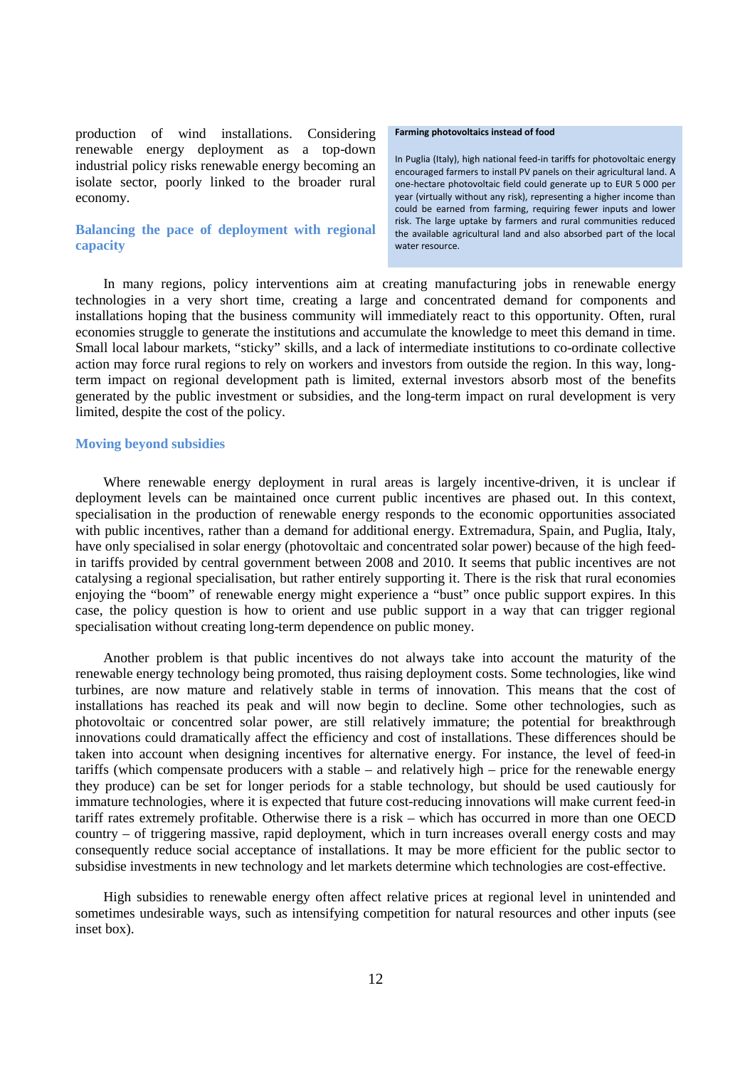production of wind installations. Considering renewable energy deployment as a top-down industrial policy risks renewable energy becoming an isolate sector, poorly linked to the broader rural economy.

> **Farming photovoltaics instead of food**
>
> In Puglia (Italy), high national feed-in tariffs for photovoltaic energy encouraged farmers to install PV panels on their agricultural land. A one-hectare photovoltaic field could generate up to EUR 5 000 per year (virtually without any risk), representing a higher income than could be earned from farming, requiring fewer inputs and lower risk. The large uptake by farmers and rural communities reduced the available agricultural land and also absorbed part of the local water resource.

### Balancing the pace of deployment with regional capacity

In many regions, policy interventions aim at creating manufacturing jobs in renewable energy technologies in a very short time, creating a large and concentrated demand for components and installations hoping that the business community will immediately react to this opportunity. Often, rural economies struggle to generate the institutions and accumulate the knowledge to meet this demand in time. Small local labour markets, "sticky" skills, and a lack of intermediate institutions to co-ordinate collective action may force rural regions to rely on workers and investors from outside the region. In this way, long-term impact on regional development path is limited, external investors absorb most of the benefits generated by the public investment or subsidies, and the long-term impact on rural development is very limited, despite the cost of the policy.

### Moving beyond subsidies

Where renewable energy deployment in rural areas is largely incentive-driven, it is unclear if deployment levels can be maintained once current public incentives are phased out. In this context, specialisation in the production of renewable energy responds to the economic opportunities associated with public incentives, rather than a demand for additional energy. Extremadura, Spain, and Puglia, Italy, have only specialised in solar energy (photovoltaic and concentrated solar power) because of the high feed-in tariffs provided by central government between 2008 and 2010. It seems that public incentives are not catalysing a regional specialisation, but rather entirely supporting it. There is the risk that rural economies enjoying the "boom" of renewable energy might experience a "bust" once public support expires. In this case, the policy question is how to orient and use public support in a way that can trigger regional specialisation without creating long-term dependence on public money.

Another problem is that public incentives do not always take into account the maturity of the renewable energy technology being promoted, thus raising deployment costs. Some technologies, like wind turbines, are now mature and relatively stable in terms of innovation. This means that the cost of installations has reached its peak and will now begin to decline. Some other technologies, such as photovoltaic or concentred solar power, are still relatively immature; the potential for breakthrough innovations could dramatically affect the efficiency and cost of installations. These differences should be taken into account when designing incentives for alternative energy. For instance, the level of feed-in tariffs (which compensate producers with a stable – and relatively high – price for the renewable energy they produce) can be set for longer periods for a stable technology, but should be used cautiously for immature technologies, where it is expected that future cost-reducing innovations will make current feed-in tariff rates extremely profitable. Otherwise there is a risk – which has occurred in more than one OECD country – of triggering massive, rapid deployment, which in turn increases overall energy costs and may consequently reduce social acceptance of installations. It may be more efficient for the public sector to subsidise investments in new technology and let markets determine which technologies are cost-effective.

High subsidies to renewable energy often affect relative prices at regional level in unintended and sometimes undesirable ways, such as intensifying competition for natural resources and other inputs (see inset box).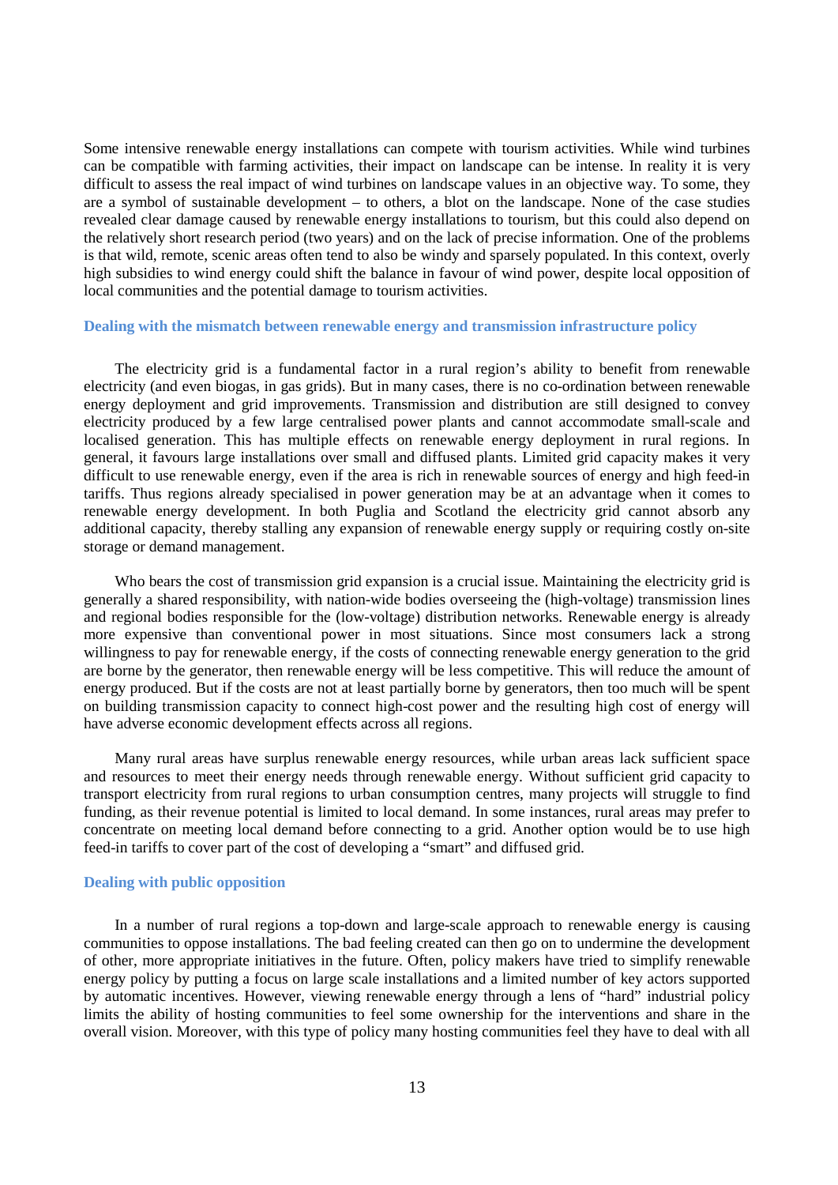Some intensive renewable energy installations can compete with tourism activities. While wind turbines can be compatible with farming activities, their impact on landscape can be intense. In reality it is very difficult to assess the real impact of wind turbines on landscape values in an objective way. To some, they are a symbol of sustainable development – to others, a blot on the landscape. None of the case studies revealed clear damage caused by renewable energy installations to tourism, but this could also depend on the relatively short research period (two years) and on the lack of precise information. One of the problems is that wild, remote, scenic areas often tend to also be windy and sparsely populated. In this context, overly high subsidies to wind energy could shift the balance in favour of wind power, despite local opposition of local communities and the potential damage to tourism activities.

### Dealing with the mismatch between renewable energy and transmission infrastructure policy

The electricity grid is a fundamental factor in a rural region's ability to benefit from renewable electricity (and even biogas, in gas grids). But in many cases, there is no co-ordination between renewable energy deployment and grid improvements. Transmission and distribution are still designed to convey electricity produced by a few large centralised power plants and cannot accommodate small-scale and localised generation. This has multiple effects on renewable energy deployment in rural regions. In general, it favours large installations over small and diffused plants. Limited grid capacity makes it very difficult to use renewable energy, even if the area is rich in renewable sources of energy and high feed-in tariffs. Thus regions already specialised in power generation may be at an advantage when it comes to renewable energy development. In both Puglia and Scotland the electricity grid cannot absorb any additional capacity, thereby stalling any expansion of renewable energy supply or requiring costly on-site storage or demand management.

Who bears the cost of transmission grid expansion is a crucial issue. Maintaining the electricity grid is generally a shared responsibility, with nation-wide bodies overseeing the (high-voltage) transmission lines and regional bodies responsible for the (low-voltage) distribution networks. Renewable energy is already more expensive than conventional power in most situations. Since most consumers lack a strong willingness to pay for renewable energy, if the costs of connecting renewable energy generation to the grid are borne by the generator, then renewable energy will be less competitive. This will reduce the amount of energy produced. But if the costs are not at least partially borne by generators, then too much will be spent on building transmission capacity to connect high-cost power and the resulting high cost of energy will have adverse economic development effects across all regions.

Many rural areas have surplus renewable energy resources, while urban areas lack sufficient space and resources to meet their energy needs through renewable energy. Without sufficient grid capacity to transport electricity from rural regions to urban consumption centres, many projects will struggle to find funding, as their revenue potential is limited to local demand. In some instances, rural areas may prefer to concentrate on meeting local demand before connecting to a grid. Another option would be to use high feed-in tariffs to cover part of the cost of developing a "smart" and diffused grid.

### Dealing with public opposition

In a number of rural regions a top-down and large-scale approach to renewable energy is causing communities to oppose installations. The bad feeling created can then go on to undermine the development of other, more appropriate initiatives in the future. Often, policy makers have tried to simplify renewable energy policy by putting a focus on large scale installations and a limited number of key actors supported by automatic incentives. However, viewing renewable energy through a lens of "hard" industrial policy limits the ability of hosting communities to feel some ownership for the interventions and share in the overall vision. Moreover, with this type of policy many hosting communities feel they have to deal with all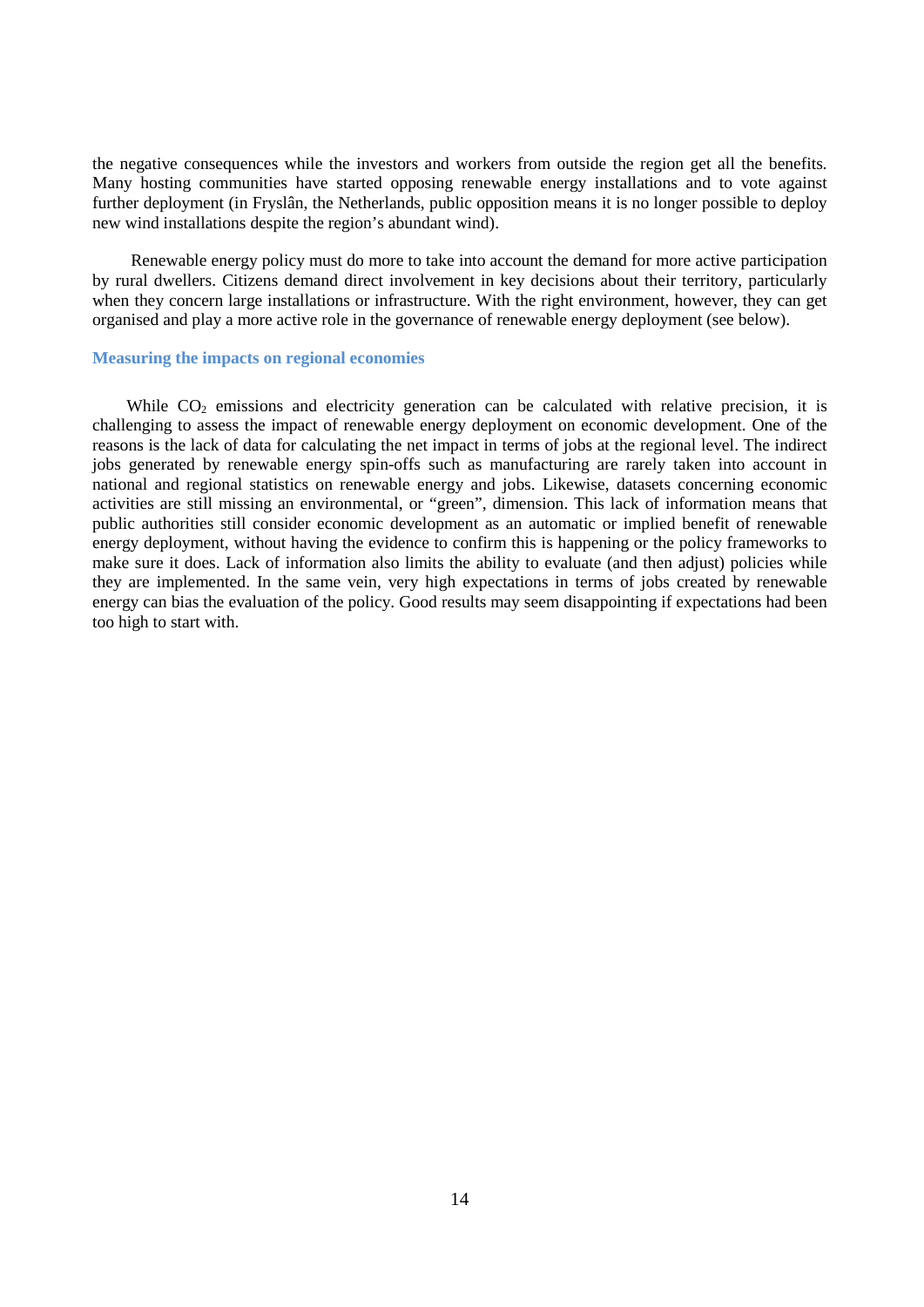the negative consequences while the investors and workers from outside the region get all the benefits. Many hosting communities have started opposing renewable energy installations and to vote against further deployment (in Fryslân, the Netherlands, public opposition means it is no longer possible to deploy new wind installations despite the region's abundant wind).

Renewable energy policy must do more to take into account the demand for more active participation by rural dwellers. Citizens demand direct involvement in key decisions about their territory, particularly when they concern large installations or infrastructure. With the right environment, however, they can get organised and play a more active role in the governance of renewable energy deployment (see below).

### Measuring the impacts on regional economies

While $CO_2$ emissions and electricity generation can be calculated with relative precision, it is challenging to assess the impact of renewable energy deployment on economic development. One of the reasons is the lack of data for calculating the net impact in terms of jobs at the regional level. The indirect jobs generated by renewable energy spin-offs such as manufacturing are rarely taken into account in national and regional statistics on renewable energy and jobs. Likewise, datasets concerning economic activities are still missing an environmental, or "green", dimension. This lack of information means that public authorities still consider economic development as an automatic or implied benefit of renewable energy deployment, without having the evidence to confirm this is happening or the policy frameworks to make sure it does. Lack of information also limits the ability to evaluate (and then adjust) policies while they are implemented. In the same vein, very high expectations in terms of jobs created by renewable energy can bias the evaluation of the policy. Good results may seem disappointing if expectations had been too high to start with.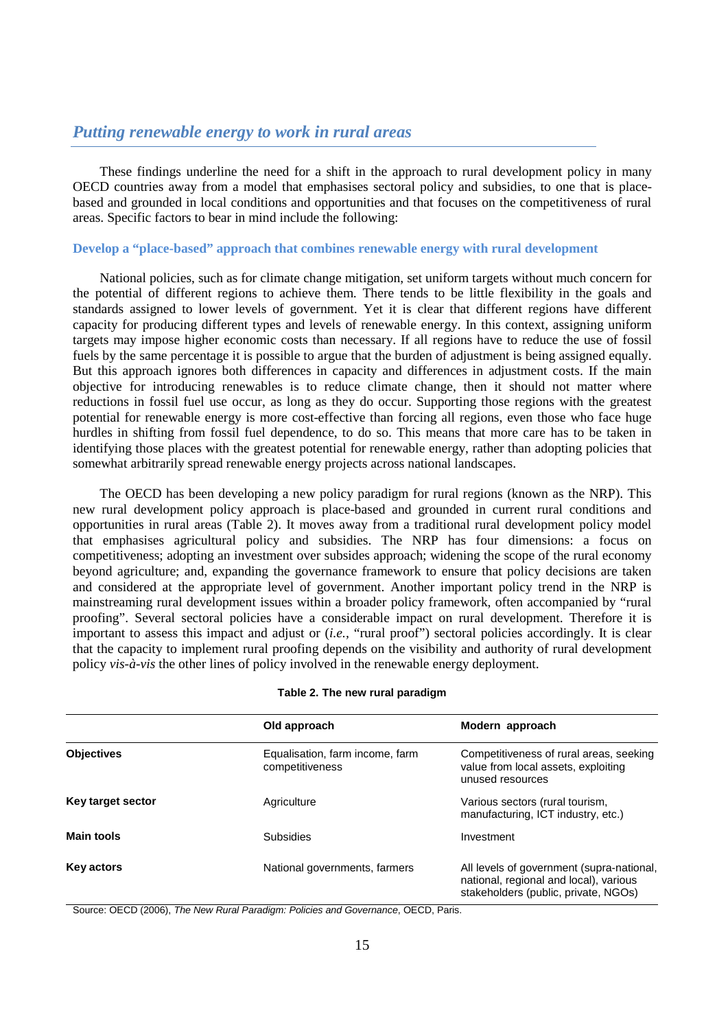## *Putting renewable energy to work in rural areas*

These findings underline the need for a shift in the approach to rural development policy in many OECD countries away from a model that emphasises sectoral policy and subsidies, to one that is place-based and grounded in local conditions and opportunities and that focuses on the competitiveness of rural areas. Specific factors to bear in mind include the following:

### Develop a "place-based" approach that combines renewable energy with rural development

National policies, such as for climate change mitigation, set uniform targets without much concern for the potential of different regions to achieve them. There tends to be little flexibility in the goals and standards assigned to lower levels of government. Yet it is clear that different regions have different capacity for producing different types and levels of renewable energy. In this context, assigning uniform targets may impose higher economic costs than necessary. If all regions have to reduce the use of fossil fuels by the same percentage it is possible to argue that the burden of adjustment is being assigned equally. But this approach ignores both differences in capacity and differences in adjustment costs. If the main objective for introducing renewables is to reduce climate change, then it should not matter where reductions in fossil fuel use occur, as long as they do occur. Supporting those regions with the greatest potential for renewable energy is more cost-effective than forcing all regions, even those who face huge hurdles in shifting from fossil fuel dependence, to do so. This means that more care has to be taken in identifying those places with the greatest potential for renewable energy, rather than adopting policies that somewhat arbitrarily spread renewable energy projects across national landscapes.

The OECD has been developing a new policy paradigm for rural regions (known as the NRP). This new rural development policy approach is place-based and grounded in current rural conditions and opportunities in rural areas (Table 2). It moves away from a traditional rural development policy model that emphasises agricultural policy and subsidies. The NRP has four dimensions: a focus on competitiveness; adopting an investment over subsides approach; widening the scope of the rural economy beyond agriculture; and, expanding the governance framework to ensure that policy decisions are taken and considered at the appropriate level of government. Another important policy trend in the NRP is mainstreaming rural development issues within a broader policy framework, often accompanied by "rural proofing". Several sectoral policies have a considerable impact on rural development. Therefore it is important to assess this impact and adjust or (*i.e.,* "rural proof") sectoral policies accordingly. It is clear that the capacity to implement rural proofing depends on the visibility and authority of rural development policy *vis-à-vis* the other lines of policy involved in the renewable energy deployment.

**Table 2. The new rural paradigm**

| | Old approach | Modern approach |
|---|---|---|
| **Objectives** | Equalisation, farm income, farm competitiveness | Competitiveness of rural areas, seeking value from local assets, exploiting unused resources |
| **Key target sector** | Agriculture | Various sectors (rural tourism, manufacturing, ICT industry, etc.) |
| **Main tools** | Subsidies | Investment |
| **Key actors** | National governments, farmers | All levels of government (supra-national, national, regional and local), various stakeholders (public, private, NGOs) |

Source: OECD (2006), *The New Rural Paradigm: Policies and Governance*, OECD, Paris.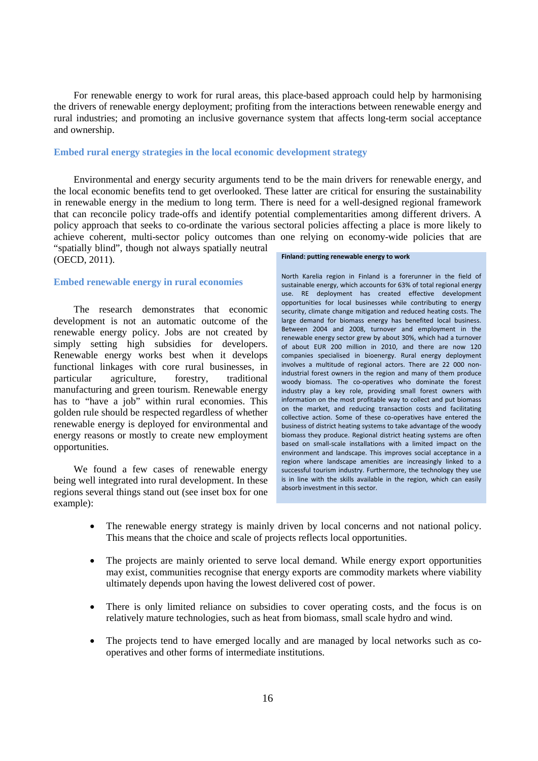For renewable energy to work for rural areas, this place-based approach could help by harmonising the drivers of renewable energy deployment; profiting from the interactions between renewable energy and rural industries; and promoting an inclusive governance system that affects long-term social acceptance and ownership.

### Embed rural energy strategies in the local economic development strategy

Environmental and energy security arguments tend to be the main drivers for renewable energy, and the local economic benefits tend to get overlooked. These latter are critical for ensuring the sustainability in renewable energy in the medium to long term. There is need for a well-designed regional framework that can reconcile policy trade-offs and identify potential complementarities among different drivers. A policy approach that seeks to co-ordinate the various sectoral policies affecting a place is more likely to achieve coherent, multi-sector policy outcomes than one relying on economy-wide policies that are "spatially blind", though not always spatially neutral (OECD, 2011).

### Embed renewable energy in rural economies

The research demonstrates that economic development is not an automatic outcome of the renewable energy policy. Jobs are not created by simply setting high subsidies for developers. Renewable energy works best when it develops functional linkages with core rural businesses, in particular agriculture, forestry, traditional manufacturing and green tourism. Renewable energy has to "have a job" within rural economies. This golden rule should be respected regardless of whether renewable energy is deployed for environmental and energy reasons or mostly to create new employment opportunities.

We found a few cases of renewable energy being well integrated into rural development. In these regions several things stand out (see inset box for one example):

**Finland: putting renewable energy to work**

North Karelia region in Finland is a forerunner in the field of sustainable energy, which accounts for 63% of total regional energy use. RE deployment has created effective development opportunities for local businesses while contributing to energy security, climate change mitigation and reduced heating costs. The large demand for biomass energy has benefited local business. Between 2004 and 2008, turnover and employment in the renewable energy sector grew by about 30%, which had a turnover of about EUR 200 million in 2010, and there are now 120 companies specialised in bioenergy. Rural energy deployment involves a multitude of regional actors. There are 22 000 non-industrial forest owners in the region and many of them produce woody biomass. The co-operatives who dominate the forest industry play a key role, providing small forest owners with information on the most profitable way to collect and put biomass on the market, and reducing transaction costs and facilitating collective action. Some of these co-operatives have entered the business of district heating systems to take advantage of the woody biomass they produce. Regional district heating systems are often based on small-scale installations with a limited impact on the environment and landscape. This improves social acceptance in a region where landscape amenities are increasingly linked to a successful tourism industry. Furthermore, the technology they use is in line with the skills available in the region, which can easily absorb investment in this sector.

- The renewable energy strategy is mainly driven by local concerns and not national policy. This means that the choice and scale of projects reflects local opportunities.

- The projects are mainly oriented to serve local demand. While energy export opportunities may exist, communities recognise that energy exports are commodity markets where viability ultimately depends upon having the lowest delivered cost of power.

- There is only limited reliance on subsidies to cover operating costs, and the focus is on relatively mature technologies, such as heat from biomass, small scale hydro and wind.

- The projects tend to have emerged locally and are managed by local networks such as co-operatives and other forms of intermediate institutions.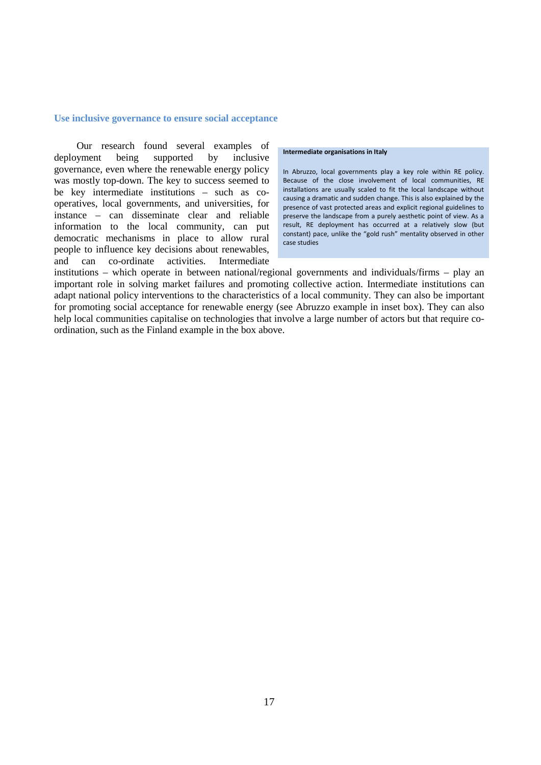### Use inclusive governance to ensure social acceptance

Our research found several examples of deployment being supported by inclusive governance, even where the renewable energy policy was mostly top-down. The key to success seemed to be key intermediate institutions – such as co-operatives, local governments, and universities, for instance – can disseminate clear and reliable information to the local community, can put democratic mechanisms in place to allow rural people to influence key decisions about renewables, and can co-ordinate activities. Intermediate institutions – which operate in between national/regional governments and individuals/firms – play an important role in solving market failures and promoting collective action. Intermediate institutions can adapt national policy interventions to the characteristics of a local community. They can also be important for promoting social acceptance for renewable energy (see Abruzzo example in inset box). They can also help local communities capitalise on technologies that involve a large number of actors but that require co-ordination, such as the Finland example in the box above.

> **Intermediate organisations in Italy**
>
> In Abruzzo, local governments play a key role within RE policy. Because of the close involvement of local communities, RE installations are usually scaled to fit the local landscape without causing a dramatic and sudden change. This is also explained by the presence of vast protected areas and explicit regional guidelines to preserve the landscape from a purely aesthetic point of view. As a result, RE deployment has occurred at a relatively slow (but constant) pace, unlike the "gold rush" mentality observed in other case studies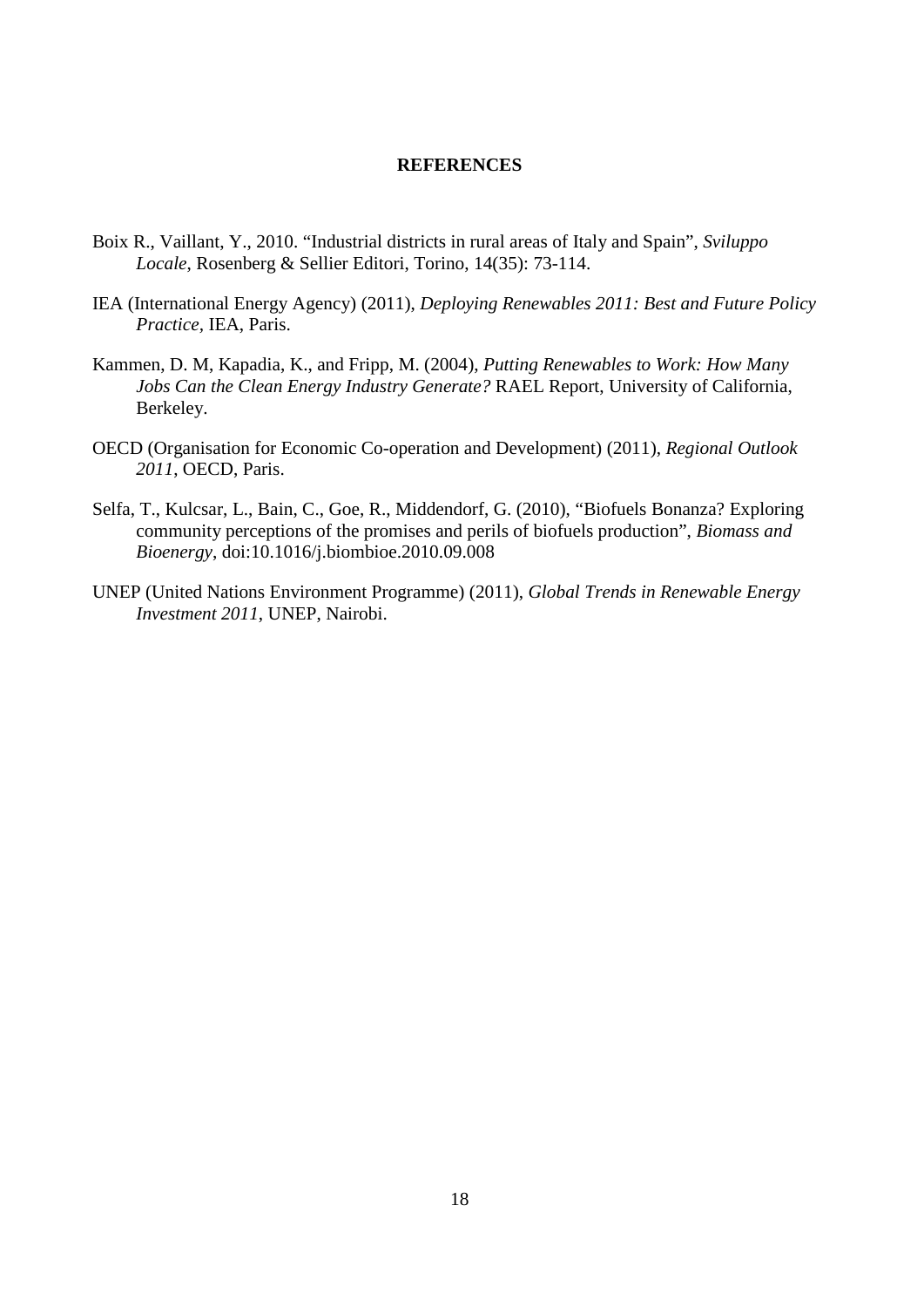**REFERENCES**

Boix R., Vaillant, Y., 2010. "Industrial districts in rural areas of Italy and Spain", *Sviluppo Locale*, Rosenberg & Sellier Editori, Torino, 14(35): 73-114.

IEA (International Energy Agency) (2011), *Deploying Renewables 2011: Best and Future Policy Practice*, IEA, Paris.

Kammen, D. M, Kapadia, K., and Fripp, M. (2004), *Putting Renewables to Work: How Many Jobs Can the Clean Energy Industry Generate?* RAEL Report, University of California, Berkeley.

OECD (Organisation for Economic Co-operation and Development) (2011), *Regional Outlook 2011*, OECD, Paris.

Selfa, T., Kulcsar, L., Bain, C., Goe, R., Middendorf, G. (2010), "Biofuels Bonanza? Exploring community perceptions of the promises and perils of biofuels production", *Biomass and Bioenergy*, doi:10.1016/j.biombioe.2010.09.008

UNEP (United Nations Environment Programme) (2011), *Global Trends in Renewable Energy Investment 2011*, UNEP, Nairobi.